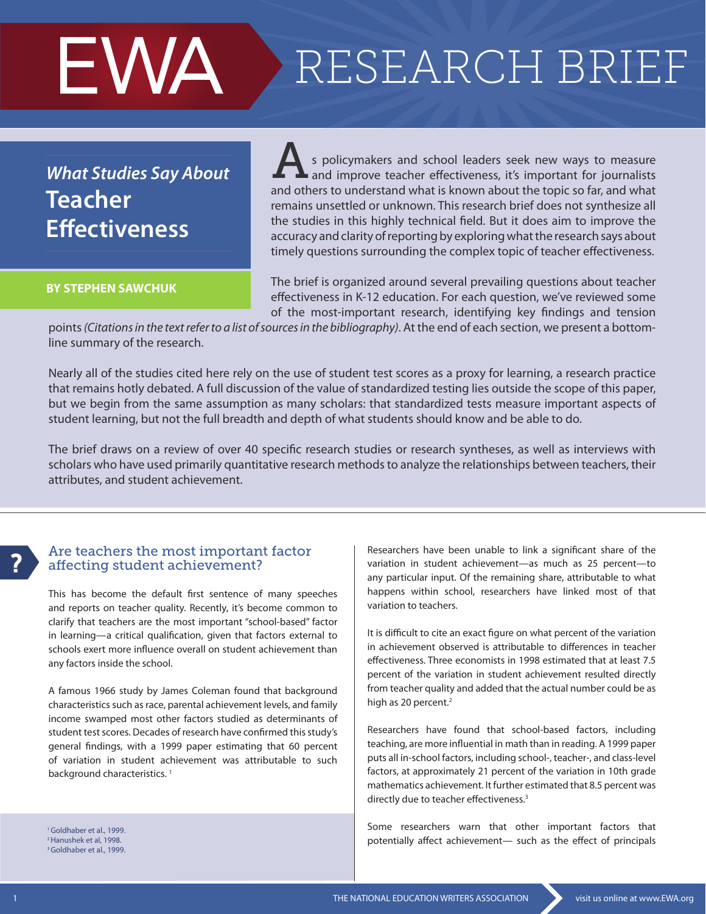# EWA RESEARCH BRIEF

## *What Studies Say About* Teacher Effectiveness

**BY STEPHEN SAWCHUK**

As policymakers and school leaders seek new ways to measure and improve teacher effectiveness, it's important for journalists and others to understand what is known about the topic so far, and what remains unsettled or unknown. This research brief does not synthesize all the studies in this highly technical field. But it does aim to improve the accuracy and clarity of reporting by exploring what the research says about timely questions surrounding the complex topic of teacher effectiveness.

The brief is organized around several prevailing questions about teacher effectiveness in K-12 education. For each question, we've reviewed some of the most-important research, identifying key findings and tension points *(Citations in the text refer to a list of sources in the bibliography)*. At the end of each section, we present a bottom-line summary of the research.

Nearly all of the studies cited here rely on the use of student test scores as a proxy for learning, a research practice that remains hotly debated. A full discussion of the value of standardized testing lies outside the scope of this paper, but we begin from the same assumption as many scholars: that standardized tests measure important aspects of student learning, but not the full breadth and depth of what students should know and be able to do.

The brief draws on a review of over 40 specific research studies or research syntheses, as well as interviews with scholars who have used primarily quantitative research methods to analyze the relationships between teachers, their attributes, and student achievement.

### Are teachers the most important factor affecting student achievement?

This has become the default first sentence of many speeches and reports on teacher quality. Recently, it's become common to clarify that teachers are the most important "school-based" factor in learning—a critical qualification, given that factors external to schools exert more influence overall on student achievement than any factors inside the school.

A famous 1966 study by James Coleman found that background characteristics such as race, parental achievement levels, and family income swamped most other factors studied as determinants of student test scores. Decades of research have confirmed this study's general findings, with a 1999 paper estimating that 60 percent of variation in student achievement was attributable to such background characteristics. [1]

Researchers have been unable to link a significant share of the variation in student achievement—as much as 25 percent—to any particular input. Of the remaining share, attributable to what happens within school, researchers have linked most of that variation to teachers.

It is difficult to cite an exact figure on what percent of the variation in achievement observed is attributable to differences in teacher effectiveness. Three economists in 1998 estimated that at least 7.5 percent of the variation in student achievement resulted directly from teacher quality and added that the actual number could be as high as 20 percent.[2]

Researchers have found that school-based factors, including teaching, are more influential in math than in reading. A 1999 paper puts all in-school factors, including school-, teacher-, and class-level factors, at approximately 21 percent of the variation in 10th grade mathematics achievement. It further estimated that 8.5 percent was directly due to teacher effectiveness.[3]

Some researchers warn that other important factors that potentially affect achievement— such as the effect of principals

[1] Goldhaber et al., 1999.
[2] Hanushek et al, 1998.
[3] Goldhaber et al., 1999.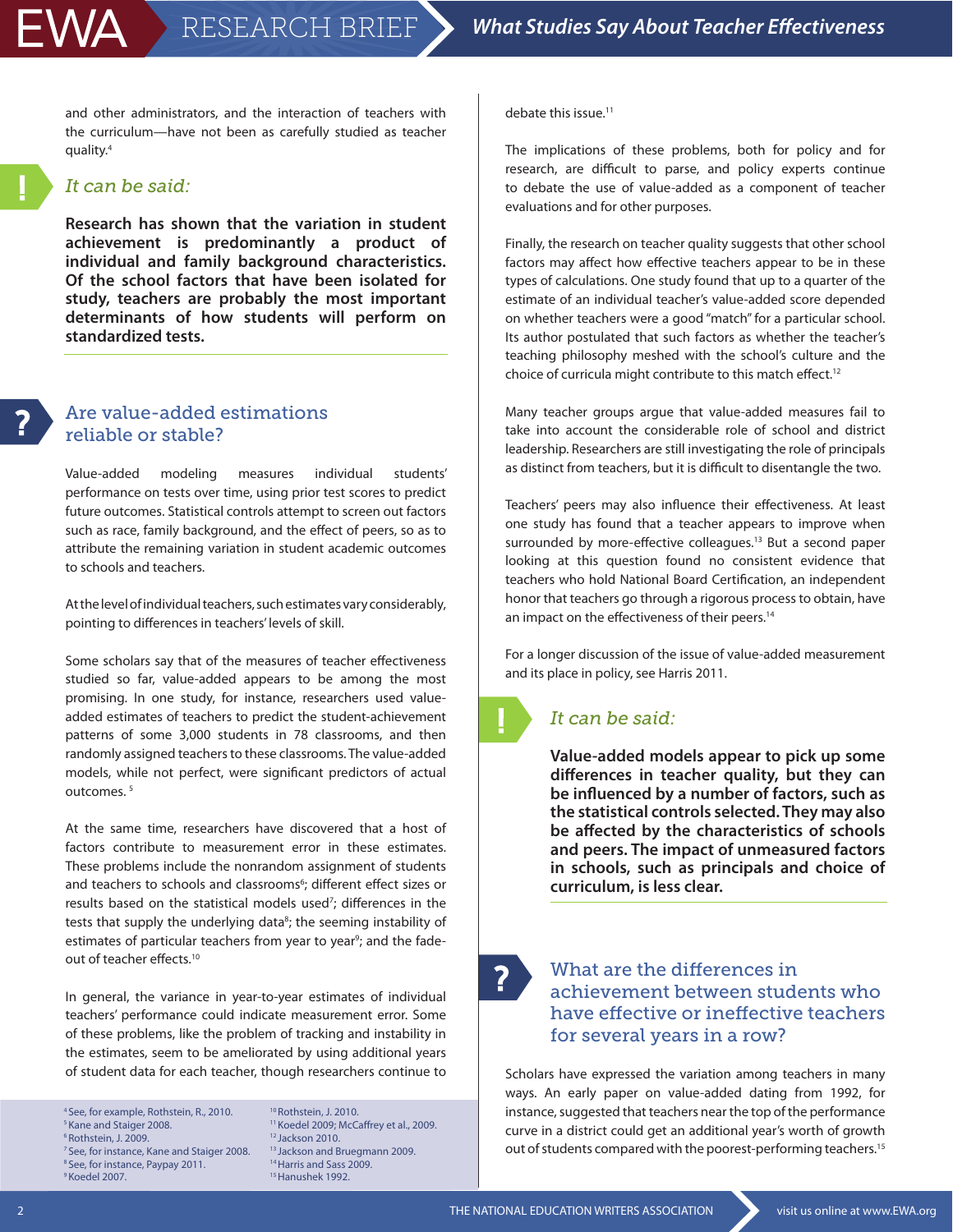and other administrators, and the interaction of teachers with the curriculum—have not been as carefully studied as teacher quality.[4]

### *It can be said:*

**Research has shown that the variation in student achievement is predominantly a product of individual and family background characteristics. Of the school factors that have been isolated for study, teachers are probably the most important determinants of how students will perform on standardized tests.**

## Are value-added estimations reliable or stable?

Value-added modeling measures individual students' performance on tests over time, using prior test scores to predict future outcomes. Statistical controls attempt to screen out factors such as race, family background, and the effect of peers, so as to attribute the remaining variation in student academic outcomes to schools and teachers.

At the level of individual teachers, such estimates vary considerably, pointing to differences in teachers' levels of skill.

Some scholars say that of the measures of teacher effectiveness studied so far, value-added appears to be among the most promising. In one study, for instance, researchers used value-added estimates of teachers to predict the student-achievement patterns of some 3,000 students in 78 classrooms, and then randomly assigned teachers to these classrooms. The value-added models, while not perfect, were significant predictors of actual outcomes.[5]

At the same time, researchers have discovered that a host of factors contribute to measurement error in these estimates. These problems include the nonrandom assignment of students and teachers to schools and classrooms[6]; different effect sizes or results based on the statistical models used[7]; differences in the tests that supply the underlying data[8]; the seeming instability of estimates of particular teachers from year to year[9]; and the fade-out of teacher effects.[10]

In general, the variance in year-to-year estimates of individual teachers' performance could indicate measurement error. Some of these problems, like the problem of tracking and instability in the estimates, seem to be ameliorated by using additional years of student data for each teacher, though researchers continue to debate this issue.[11]

The implications of these problems, both for policy and for research, are difficult to parse, and policy experts continue to debate the use of value-added as a component of teacher evaluations and for other purposes.

Finally, the research on teacher quality suggests that other school factors may affect how effective teachers appear to be in these types of calculations. One study found that up to a quarter of the estimate of an individual teacher's value-added score depended on whether teachers were a good "match" for a particular school. Its author postulated that such factors as whether the teacher's teaching philosophy meshed with the school's culture and the choice of curricula might contribute to this match effect.[12]

Many teacher groups argue that value-added measures fail to take into account the considerable role of school and district leadership. Researchers are still investigating the role of principals as distinct from teachers, but it is difficult to disentangle the two.

Teachers' peers may also influence their effectiveness. At least one study has found that a teacher appears to improve when surrounded by more-effective colleagues.[13] But a second paper looking at this question found no consistent evidence that teachers who hold National Board Certification, an independent honor that teachers go through a rigorous process to obtain, have an impact on the effectiveness of their peers.[14]

For a longer discussion of the issue of value-added measurement and its place in policy, see Harris 2011.

### *It can be said:*

**Value-added models appear to pick up some differences in teacher quality, but they can be influenced by a number of factors, such as the statistical controls selected. They may also be affected by the characteristics of schools and peers. The impact of unmeasured factors in schools, such as principals and choice of curriculum, is less clear.**

## What are the differences in achievement between students who have effective or ineffective teachers for several years in a row?

Scholars have expressed the variation among teachers in many ways. An early paper on value-added dating from 1992, for instance, suggested that teachers near the top of the performance curve in a district could get an additional year's worth of growth out of students compared with the poorest-performing teachers.[15]

---

[4] See, for example, Rothstein, R., 2010.
[5] Kane and Staiger 2008.
[6] Rothstein, J. 2009.
[7] See, for instance, Kane and Staiger 2008.
[8] See, for instance, Paypay 2011.
[9] Koedel 2007.
[10] Rothstein, J. 2010.
[11] Koedel 2009; McCaffrey et al., 2009.
[12] Jackson 2010.
[13] Jackson and Bruegmann 2009.
[14] Harris and Sass 2009.
[15] Hanushek 1992.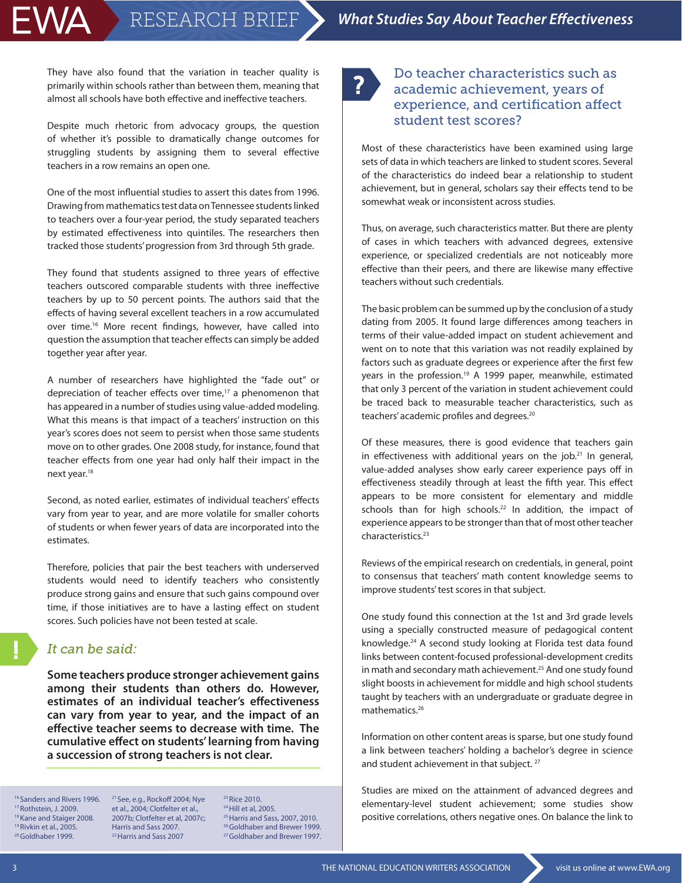They have also found that the variation in teacher quality is primarily within schools rather than between them, meaning that almost all schools have both effective and ineffective teachers.

Despite much rhetoric from advocacy groups, the question of whether it's possible to dramatically change outcomes for struggling students by assigning them to several effective teachers in a row remains an open one.

One of the most influential studies to assert this dates from 1996. Drawing from mathematics test data on Tennessee students linked to teachers over a four-year period, the study separated teachers by estimated effectiveness into quintiles. The researchers then tracked those students' progression from 3rd through 5th grade.

They found that students assigned to three years of effective teachers outscored comparable students with three ineffective teachers by up to 50 percent points. The authors said that the effects of having several excellent teachers in a row accumulated over time.[16] More recent findings, however, have called into question the assumption that teacher effects can simply be added together year after year.

A number of researchers have highlighted the "fade out" or depreciation of teacher effects over time,[17] a phenomenon that has appeared in a number of studies using value-added modeling. What this means is that impact of a teachers' instruction on this year's scores does not seem to persist when those same students move on to other grades. One 2008 study, for instance, found that teacher effects from one year had only half their impact in the next year.[18]

Second, as noted earlier, estimates of individual teachers' effects vary from year to year, and are more volatile for smaller cohorts of students or when fewer years of data are incorporated into the estimates.

Therefore, policies that pair the best teachers with underserved students would need to identify teachers who consistently produce strong gains and ensure that such gains compound over time, if those initiatives are to have a lasting effect on student scores. Such policies have not been tested at scale.

## *It can be said:*

**Some teachers produce stronger achievement gains among their students than others do. However, estimates of an individual teacher's effectiveness can vary from year to year, and the impact of an effective teacher seems to decrease with time. The cumulative effect on students' learning from having a succession of strong teachers is not clear.**

## Do teacher characteristics such as academic achievement, years of experience, and certification affect student test scores?

Most of these characteristics have been examined using large sets of data in which teachers are linked to student scores. Several of the characteristics do indeed bear a relationship to student achievement, but in general, scholars say their effects tend to be somewhat weak or inconsistent across studies.

Thus, on average, such characteristics matter. But there are plenty of cases in which teachers with advanced degrees, extensive experience, or specialized credentials are not noticeably more effective than their peers, and there are likewise many effective teachers without such credentials.

The basic problem can be summed up by the conclusion of a study dating from 2005. It found large differences among teachers in terms of their value-added impact on student achievement and went on to note that this variation was not readily explained by factors such as graduate degrees or experience after the first few years in the profession.[19] A 1999 paper, meanwhile, estimated that only 3 percent of the variation in student achievement could be traced back to measurable teacher characteristics, such as teachers' academic profiles and degrees.[20]

Of these measures, there is good evidence that teachers gain in effectiveness with additional years on the job.[21] In general, value-added analyses show early career experience pays off in effectiveness steadily through at least the fifth year. This effect appears to be more consistent for elementary and middle schools than for high schools.[22] In addition, the impact of experience appears to be stronger than that of most other teacher characteristics.[23]

Reviews of the empirical research on credentials, in general, point to consensus that teachers' math content knowledge seems to improve students' test scores in that subject.

One study found this connection at the 1st and 3rd grade levels using a specially constructed measure of pedagogical content knowledge.[24] A second study looking at Florida test data found links between content-focused professional-development credits in math and secondary math achievement.[25] And one study found slight boosts in achievement for middle and high school students taught by teachers with an undergraduate or graduate degree in mathematics.[26]

Information on other content areas is sparse, but one study found a link between teachers' holding a bachelor's degree in science and student achievement in that subject.[27]

Studies are mixed on the attainment of advanced degrees and elementary-level student achievement; some studies show positive correlations, others negative ones. On balance the link to

---

[16] Sanders and Rivers 1996.
[17] Rothstein, J. 2009.
[18] Kane and Staiger 2008.
[19] Rivkin et al., 2005.
[20] Goldhaber 1999.
[21] See, e.g., Rockoff 2004; Nye et al., 2004; Clotfelter et al., 2007b; Clotfelter et al, 2007c; Harris and Sass 2007.
[22] Harris and Sass 2007
[23] Rice 2010.
[24] Hill et al, 2005.
[25] Harris and Sass, 2007, 2010.
[26] Goldhaber and Brewer 1999.
[27] Goldhaber and Brewer 1997.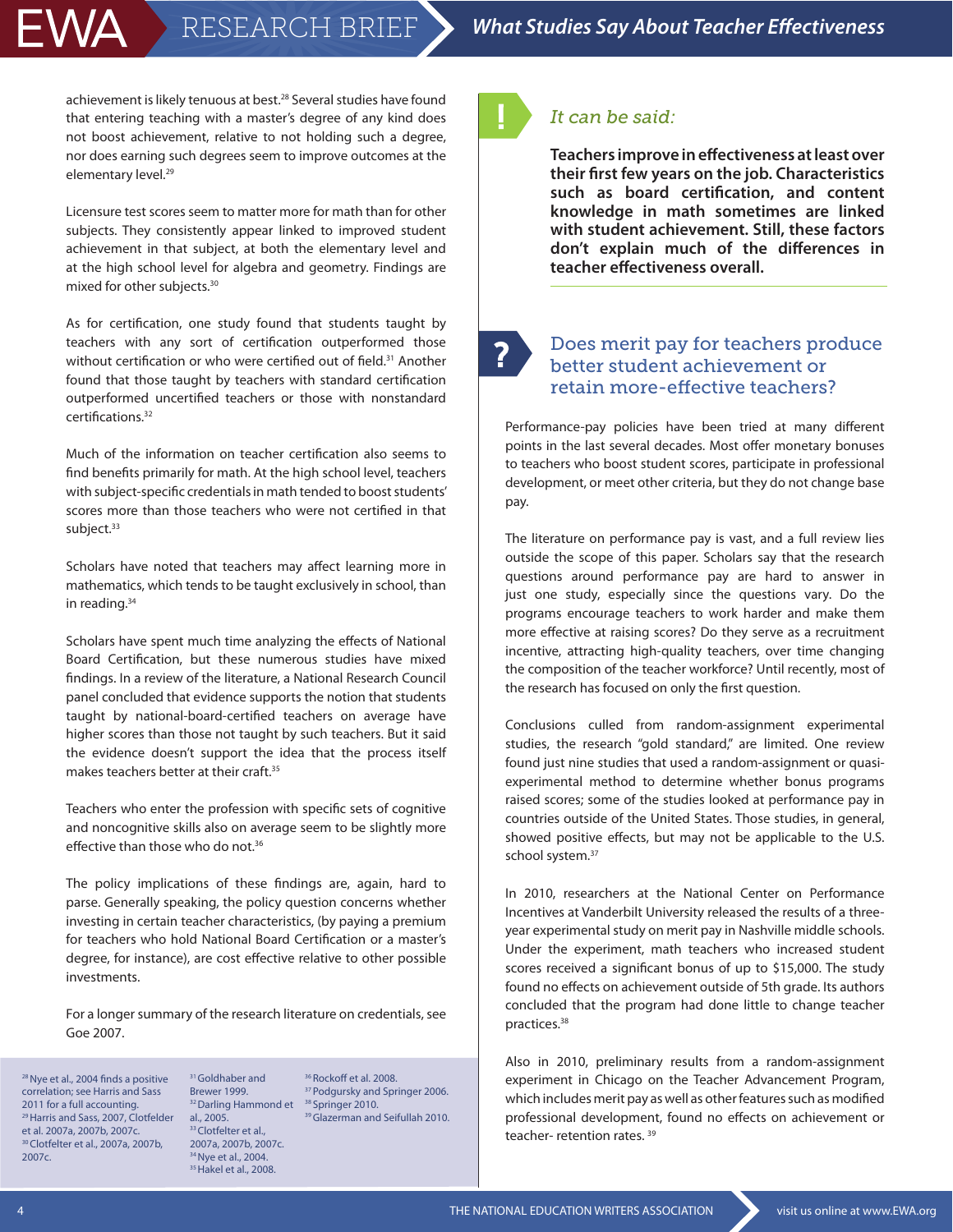achievement is likely tenuous at best.[28] Several studies have found that entering teaching with a master's degree of any kind does not boost achievement, relative to not holding such a degree, nor does earning such degrees seem to improve outcomes at the elementary level.[29]

Licensure test scores seem to matter more for math than for other subjects. They consistently appear linked to improved student achievement in that subject, at both the elementary level and at the high school level for algebra and geometry. Findings are mixed for other subjects.[30]

As for certification, one study found that students taught by teachers with any sort of certification outperformed those without certification or who were certified out of field.[31] Another found that those taught by teachers with standard certification outperformed uncertified teachers or those with nonstandard certifications.[32]

Much of the information on teacher certification also seems to find benefits primarily for math. At the high school level, teachers with subject-specific credentials in math tended to boost students' scores more than those teachers who were not certified in that subject.[33]

Scholars have noted that teachers may affect learning more in mathematics, which tends to be taught exclusively in school, than in reading.[34]

Scholars have spent much time analyzing the effects of National Board Certification, but these numerous studies have mixed findings. In a review of the literature, a National Research Council panel concluded that evidence supports the notion that students taught by national-board-certified teachers on average have higher scores than those not taught by such teachers. But it said the evidence doesn't support the idea that the process itself makes teachers better at their craft.[35]

Teachers who enter the profession with specific sets of cognitive and noncognitive skills also on average seem to be slightly more effective than those who do not.[36]

The policy implications of these findings are, again, hard to parse. Generally speaking, the policy question concerns whether investing in certain teacher characteristics, (by paying a premium for teachers who hold National Board Certification or a master's degree, for instance), are cost effective relative to other possible investments.

For a longer summary of the research literature on credentials, see Goe 2007.

### ! *It can be said:*

**Teachers improve in effectiveness at least over their first few years on the job. Characteristics such as board certification, and content knowledge in math sometimes are linked with student achievement. Still, these factors don't explain much of the differences in teacher effectiveness overall.**

## ? Does merit pay for teachers produce better student achievement or retain more-effective teachers?

Performance-pay policies have been tried at many different points in the last several decades. Most offer monetary bonuses to teachers who boost student scores, participate in professional development, or meet other criteria, but they do not change base pay.

The literature on performance pay is vast, and a full review lies outside the scope of this paper. Scholars say that the research questions around performance pay are hard to answer in just one study, especially since the questions vary. Do the programs encourage teachers to work harder and make them more effective at raising scores? Do they serve as a recruitment incentive, attracting high-quality teachers, over time changing the composition of the teacher workforce? Until recently, most of the research has focused on only the first question.

Conclusions culled from random-assignment experimental studies, the research "gold standard," are limited. One review found just nine studies that used a random-assignment or quasi-experimental method to determine whether bonus programs raised scores; some of the studies looked at performance pay in countries outside of the United States. Those studies, in general, showed positive effects, but may not be applicable to the U.S. school system.[37]

In 2010, researchers at the National Center on Performance Incentives at Vanderbilt University released the results of a three-year experimental study on merit pay in Nashville middle schools. Under the experiment, math teachers who increased student scores received a significant bonus of up to $15,000. The study found no effects on achievement outside of 5th grade. Its authors concluded that the program had done little to change teacher practices.[38]

Also in 2010, preliminary results from a random-assignment experiment in Chicago on the Teacher Advancement Program, which includes merit pay as well as other features such as modified professional development, found no effects on achievement or teacher- retention rates.[39]

---

[28] Nye et al., 2004 finds a positive correlation; see Harris and Sass 2011 for a full accounting.
[29] Harris and Sass, 2007, Clotfelder et al. 2007a, 2007b, 2007c.
[30] Clotfelter et al., 2007a, 2007b, 2007c.
[31] Goldhaber and Brewer 1999.
[32] Darling Hammond et al., 2005.
[33] Clotfelter et al., 2007a, 2007b, 2007c.
[34] Nye et al., 2004.
[35] Hakel et al., 2008.
[36] Rockoff et al. 2008.
[37] Podgursky and Springer 2006.
[38] Springer 2010.
[39] Glazerman and Seifullah 2010.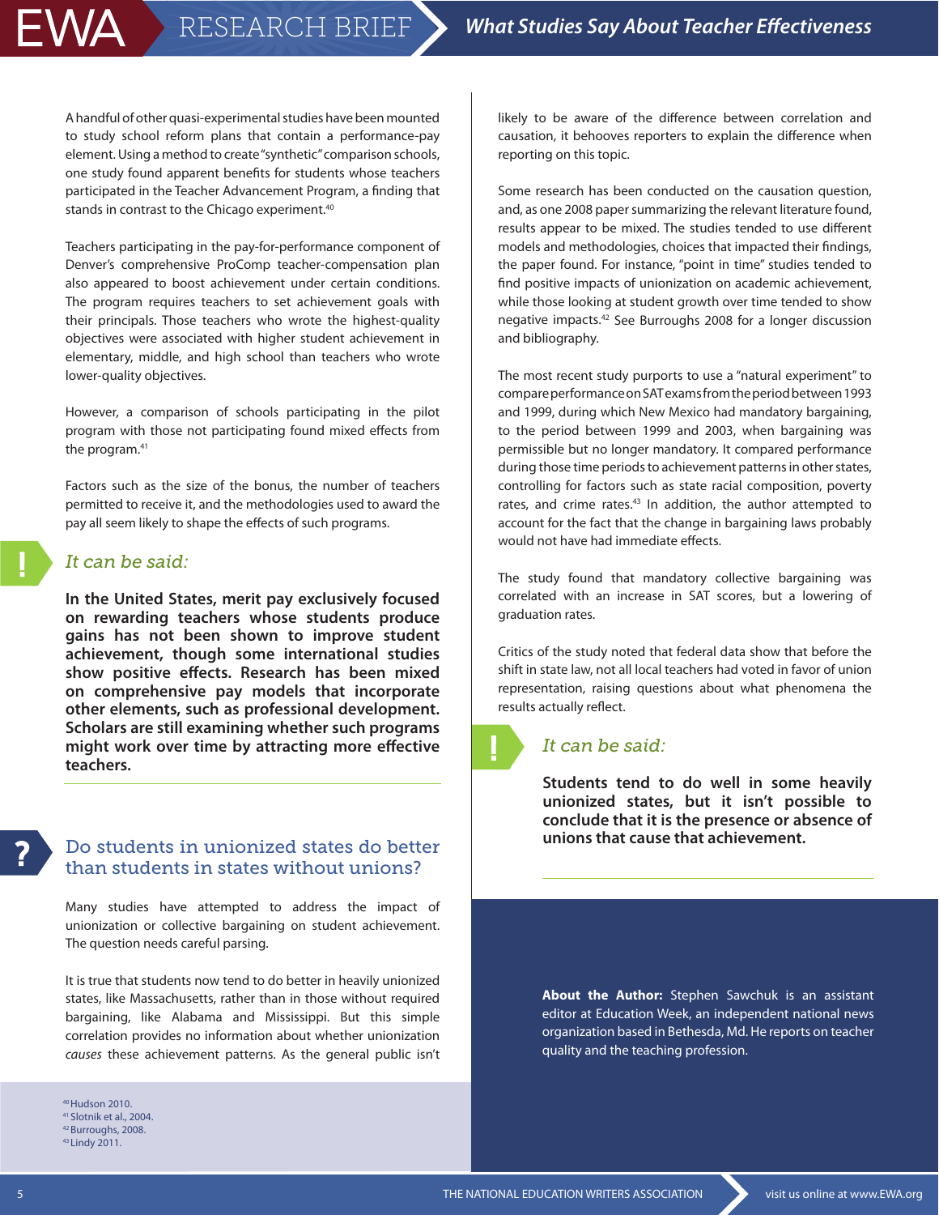A handful of other quasi-experimental studies have been mounted to study school reform plans that contain a performance-pay element. Using a method to create "synthetic" comparison schools, one study found apparent benefits for students whose teachers participated in the Teacher Advancement Program, a finding that stands in contrast to the Chicago experiment.[40]

Teachers participating in the pay-for-performance component of Denver's comprehensive ProComp teacher-compensation plan also appeared to boost achievement under certain conditions. The program requires teachers to set achievement goals with their principals. Those teachers who wrote the highest-quality objectives were associated with higher student achievement in elementary, middle, and high school than teachers who wrote lower-quality objectives.

However, a comparison of schools participating in the pilot program with those not participating found mixed effects from the program.[41]

Factors such as the size of the bonus, the number of teachers permitted to receive it, and the methodologies used to award the pay all seem likely to shape the effects of such programs.

*It can be said:*

**In the United States, merit pay exclusively focused on rewarding teachers whose students produce gains has not been shown to improve student achievement, though some international studies show positive effects. Research has been mixed on comprehensive pay models that incorporate other elements, such as professional development. Scholars are still examining whether such programs might work over time by attracting more effective teachers.**

## Do students in unionized states do better than students in states without unions?

Many studies have attempted to address the impact of unionization or collective bargaining on student achievement. The question needs careful parsing.

It is true that students now tend to do better in heavily unionized states, like Massachusetts, rather than in those without required bargaining, like Alabama and Mississippi. But this simple correlation provides no information about whether unionization *causes* these achievement patterns. As the general public isn't likely to be aware of the difference between correlation and causation, it behooves reporters to explain the difference when reporting on this topic.

Some research has been conducted on the causation question, and, as one 2008 paper summarizing the relevant literature found, results appear to be mixed. The studies tended to use different models and methodologies, choices that impacted their findings, the paper found. For instance, "point in time" studies tended to find positive impacts of unionization on academic achievement, while those looking at student growth over time tended to show negative impacts.[42] See Burroughs 2008 for a longer discussion and bibliography.

The most recent study purports to use a "natural experiment" to compare performance on SAT exams from the period between 1993 and 1999, during which New Mexico had mandatory bargaining, to the period between 1999 and 2003, when bargaining was permissible but no longer mandatory. It compared performance during those time periods to achievement patterns in other states, controlling for factors such as state racial composition, poverty rates, and crime rates.[43] In addition, the author attempted to account for the fact that the change in bargaining laws probably would not have had immediate effects.

The study found that mandatory collective bargaining was correlated with an increase in SAT scores, but a lowering of graduation rates.

Critics of the study noted that federal data show that before the shift in state law, not all local teachers had voted in favor of union representation, raising questions about what phenomena the results actually reflect.

*It can be said:*

**Students tend to do well in some heavily unionized states, but it isn't possible to conclude that it is the presence or absence of unions that cause that achievement.**

**About the Author:** Stephen Sawchuk is an assistant editor at Education Week, an independent national news organization based in Bethesda, Md. He reports on teacher quality and the teaching profession.

[40] Hudson 2010.
[41] Slotnik et al., 2004.
[42] Burroughs, 2008.
[43] Lindy 2011.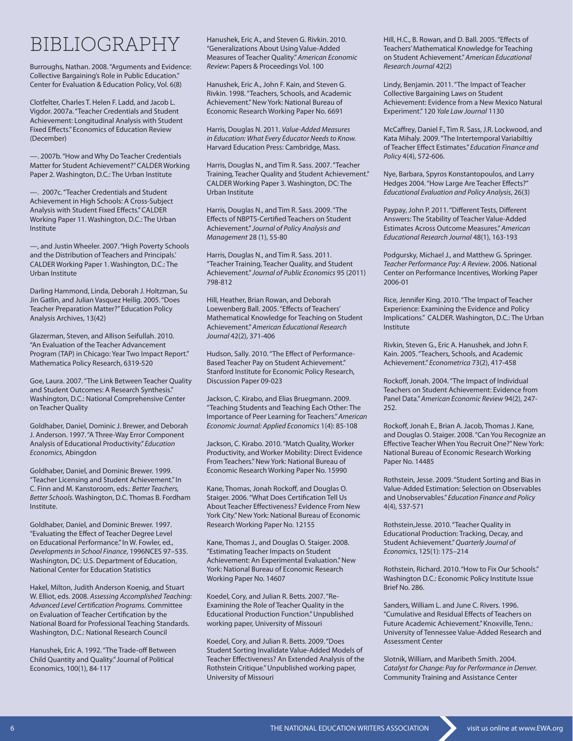# BIBLIOGRAPHY

Burroughs, Nathan. 2008. "Arguments and Evidence: Collective Bargaining's Role in Public Education." Center for Evaluation & Education Policy, Vol. 6(8)

Clotfelter, Charles T. Helen F. Ladd, and Jacob L. Vigdor. 2007a. "Teacher Credentials and Student Achievement: Longitudinal Analysis with Student Fixed Effects." Economics of Education Review (December)

—. 2007b. "How and Why Do Teacher Credentials Matter for Student Achievement?" CALDER Working Paper 2. Washington, D.C.: The Urban Institute

—. 2007c. "Teacher Credentials and Student Achievement in High Schools: A Cross-Subject Analysis with Student Fixed Effects." CALDER Working Paper 11. Washington, D.C.: The Urban Institute

—, and Justin Wheeler. 2007. "High Poverty Schools and the Distribution of Teachers and Principals.' CALDER Working Paper 1. Washington, D.C.: The Urban Institute

Darling Hammond, Linda, Deborah J. Holtzman, Su Jin Gatlin, and Julian Vasquez Heilig. 2005. "Does Teacher Preparation Matter?" Education Policy Analysis Archives, 13(42)

Glazerman, Steven, and Allison Seifullah. 2010. "An Evaluation of the Teacher Advancement Program (TAP) in Chicago: Year Two Impact Report." Mathematica Policy Research, 6319-520

Goe, Laura. 2007. "The Link Between Teacher Quality and Student Outcomes: A Research Synthesis." Washington, D.C.: National Comprehensive Center on Teacher Quality

Goldhaber, Daniel, Dominic J. Brewer, and Deborah J. Anderson. 1997. "A Three-Way Error Component Analysis of Educational Productivity." *Education Economics*, Abingdon

Goldhaber, Daniel, and Dominic Brewer. 1999. "Teacher Licensing and Student Achievement." In C. Finn and M. Kanstoroom, eds.: *Better Teachers, Better Schools.* Washington, D.C. Thomas B. Fordham Institute.

Goldhaber, Daniel, and Dominic Brewer. 1997. "Evaluating the Effect of Teacher Degree Level on Educational Performance." In W. Fowler, ed., *Developments in School Finance*, 1996NCES 97–535. Washington, DC: U.S. Department of Education, National Center for Education Statistics

Hakel, Milton, Judith Anderson Koenig, and Stuart W. Elliot, eds. 2008. *Assessing Accomplished Teaching: Advanced Level Certification Programs.* Committee on Evaluation of Teacher Certification by the National Board for Professional Teaching Standards. Washington, D.C.: National Research Council

Hanushek, Eric A. 1992. "The Trade-off Between Child Quantity and Quality." Journal of Political Economics, 100(1), 84-117

Hanushek, Eric A., and Steven G. Rivkin. 2010. "Generalizations About Using Value-Added Measures of Teacher Quality." *American Economic Review*: Papers & Proceedings Vol. 100

Hanushek, Eric A., John F. Kain, and Steven G. Rivkin. 1998. "Teachers, Schools, and Academic Achievement." New York: National Bureau of Economic Research Working Paper No. 6691

Harris, Douglas N. 2011. *Value-Added Measures in Education: What Every Educator Needs to Know.* Harvard Education Press: Cambridge, Mass.

Harris, Douglas N., and Tim R. Sass. 2007. "Teacher Training, Teacher Quality and Student Achievement." CALDER Working Paper 3. Washington, DC: The Urban Institute

Harris, Douglas N., and Tim R. Sass. 2009. "The Effects of NBPTS-Certified Teachers on Student Achievement." *Journal of Policy Analysis and Management* 28 (1), 55-80

Harris, Douglas N., and Tim R. Sass. 2011. "Teacher Training, Teacher Quality, and Student Achievement." *Journal of Public Economics* 95 (2011) 798-812

Hill, Heather, Brian Rowan, and Deborah Loewenberg Ball. 2005. "Effects of Teachers' Mathematical Knowledge for Teaching on Student Achievement." *American Educational Research Journal* 42(2), 371-406

Hudson, Sally. 2010. "The Effect of Performance-Based Teacher Pay on Student Achievement." Stanford Institute for Economic Policy Research, Discussion Paper 09-023

Jackson, C. Kirabo, and Elias Bruegmann. 2009. "Teaching Students and Teaching Each Other: The Importance of Peer Learning for Teachers." *American Economic Journal: Applied Economics* 1(4): 85-108

Jackson, C. Kirabo. 2010. "Match Quality, Worker Productivity, and Worker Mobility: Direct Evidence From Teachers." New York: National Bureau of Economic Research Working Paper No. 15990

Kane, Thomas, Jonah Rockoff, and Douglas O. Staiger. 2006. "What Does Certification Tell Us About Teacher Effectiveness? Evidence From New York City." New York: National Bureau of Economic Research Working Paper No. 12155

Kane, Thomas J., and Douglas O. Staiger. 2008. "Estimating Teacher Impacts on Student Achievement: An Experimental Evaluation." New York: National Bureau of Economic Research Working Paper No. 14607

Koedel, Cory, and Julian R. Betts. 2007. "Re-Examining the Role of Teacher Quality in the Educational Production Function." Unpublished working paper, University of Missouri

Koedel, Cory, and Julian R. Betts. 2009. "Does Student Sorting Invalidate Value-Added Models of Teacher Effectiveness? An Extended Analysis of the Rothstein Critique." Unpublished working paper, University of Missouri

Hill, H.C., B. Rowan, and D. Ball. 2005. "Effects of Teachers' Mathematical Knowledge for Teaching on Student Achievement." *American Educational Research Journal* 42(2)

Lindy, Benjamin. 2011. "The Impact of Teacher Collective Bargaining Laws on Student Achievement: Evidence from a New Mexico Natural Experiment." 120 *Yale Law Journal* 1130

McCaffrey, Daniel F., Tim R. Sass, J.R. Lockwood, and Kata Mihaly. 2009. "The Intertemporal Variabiltiy of Teacher Effect Estimates." *Education Finance and Policy* 4(4), 572-606.

Nye, Barbara, Spyros Konstantopoulos, and Larry Hedges 2004. "How Large Are Teacher Effects?" *Educational Evaluation and Policy Analysis*, 26(3)

Paypay, John P. 2011. "Different Tests, Different Answers: The Stability of Teacher Value-Added Estimates Across Outcome Measures." *American Educational Research Journal* 48(1), 163-193

Podgursky, Michael J., and Matthew G. Springer. *Teacher Performance Pay: A Review*. 2006. National Center on Performance Incentives, Working Paper 2006-01

Rice, Jennifer King. 2010. "The Impact of Teacher Experience: Examining the Evidence and Policy Implications." CALDER. Washington, D.C.: The Urban Institute

Rivkin, Steven G., Eric A. Hanushek, and John F. Kain. 2005. "Teachers, Schools, and Academic Achievement." *Econometrica* 73(2), 417-458

Rockoff, Jonah. 2004. "The Impact of Individual Teachers on Student Achievement: Evidence from Panel Data." *American Economic Review* 94(2), 247-252.

Rockoff, Jonah E., Brian A. Jacob, Thomas J. Kane, and Douglas O. Staiger. 2008. "Can You Recognize an Effective Teacher When You Recruit One?" New York: National Bureau of Economic Research Working Paper No. 14485

Rothstein, Jesse. 2009. "Student Sorting and Bias in Value-Added Estimation: Selection on Observables and Unobservables." *Education Finance and Policy* 4(4), 537-571

Rothstein,Jesse. 2010. "Teacher Quality in Educational Production: Tracking, Decay, and Student Achievement." *Quarterly Journal of Economics*, 125(1): 175–214

Rothstein, Richard. 2010. "How to Fix Our Schools." Washington D.C.: Economic Policy Institute Issue Brief No. 286.

Sanders, William L. and June C. Rivers. 1996. "Cumulative and Residual Effects of Teachers on Future Academic Achievement." Knoxville, Tenn.: University of Tennessee Value-Added Research and Assessment Center

Slotnik, William, and Maribeth Smith. 2004. *Catalyst for Change: Pay for Performance in Denver.* Community Training and Assistance Center